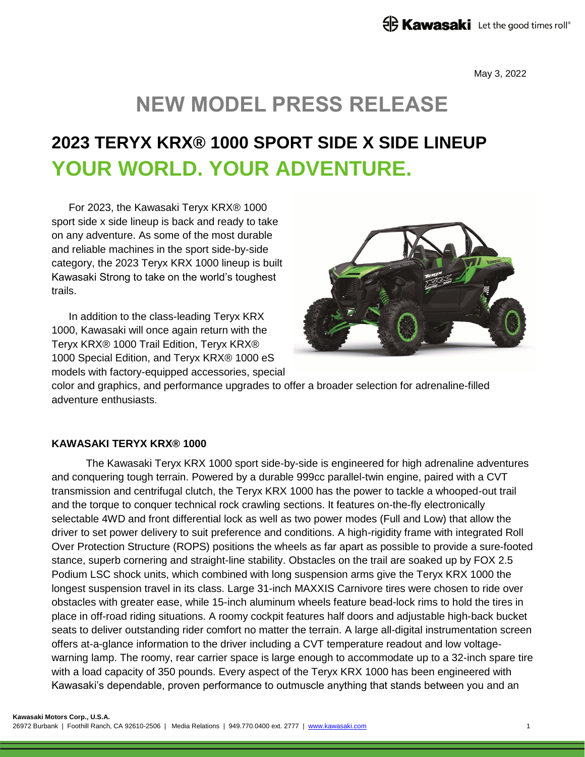May 3, 2022

# NEW MODEL PRESS RELEASE

## 2023 TERYX KRX® 1000 SPORT SIDE X SIDE LINEUP
## YOUR WORLD. YOUR ADVENTURE.

For 2023, the Kawasaki Teryx KRX® 1000 sport side x side lineup is back and ready to take on any adventure. As some of the most durable and reliable machines in the sport side-by-side category, the 2023 Teryx KRX 1000 lineup is built Kawasaki Strong to take on the world's toughest trails.

In addition to the class-leading Teryx KRX 1000, Kawasaki will once again return with the Teryx KRX® 1000 Trail Edition, Teryx KRX® 1000 Special Edition, and Teryx KRX® 1000 eS models with factory-equipped accessories, special color and graphics, and performance upgrades to offer a broader selection for adrenaline-filled adventure enthusiasts.

### KAWASAKI TERYX KRX® 1000

The Kawasaki Teryx KRX 1000 sport side-by-side is engineered for high adrenaline adventures and conquering tough terrain. Powered by a durable 999cc parallel-twin engine, paired with a CVT transmission and centrifugal clutch, the Teryx KRX 1000 has the power to tackle a whooped-out trail and the torque to conquer technical rock crawling sections. It features on-the-fly electronically selectable 4WD and front differential lock as well as two power modes (Full and Low) that allow the driver to set power delivery to suit preference and conditions. A high-rigidity frame with integrated Roll Over Protection Structure (ROPS) positions the wheels as far apart as possible to provide a sure-footed stance, superb cornering and straight-line stability. Obstacles on the trail are soaked up by FOX 2.5 Podium LSC shock units, which combined with long suspension arms give the Teryx KRX 1000 the longest suspension travel in its class. Large 31-inch MAXXIS Carnivore tires were chosen to ride over obstacles with greater ease, while 15-inch aluminum wheels feature bead-lock rims to hold the tires in place in off-road riding situations. A roomy cockpit features half doors and adjustable high-back bucket seats to deliver outstanding rider comfort no matter the terrain. A large all-digital instrumentation screen offers at-a-glance information to the driver including a CVT temperature readout and low voltage-warning lamp. The roomy, rear carrier space is large enough to accommodate up to a 32-inch spare tire with a load capacity of 350 pounds. Every aspect of the Teryx KRX 1000 has been engineered with Kawasaki's dependable, proven performance to outmuscle anything that stands between you and an

**Kawasaki Motors Corp., U.S.A.**
26972 Burbank | Foothill Ranch, CA 92610-2506 | Media Relations | 949.770.0400 ext. 2777 | www.kawasaki.com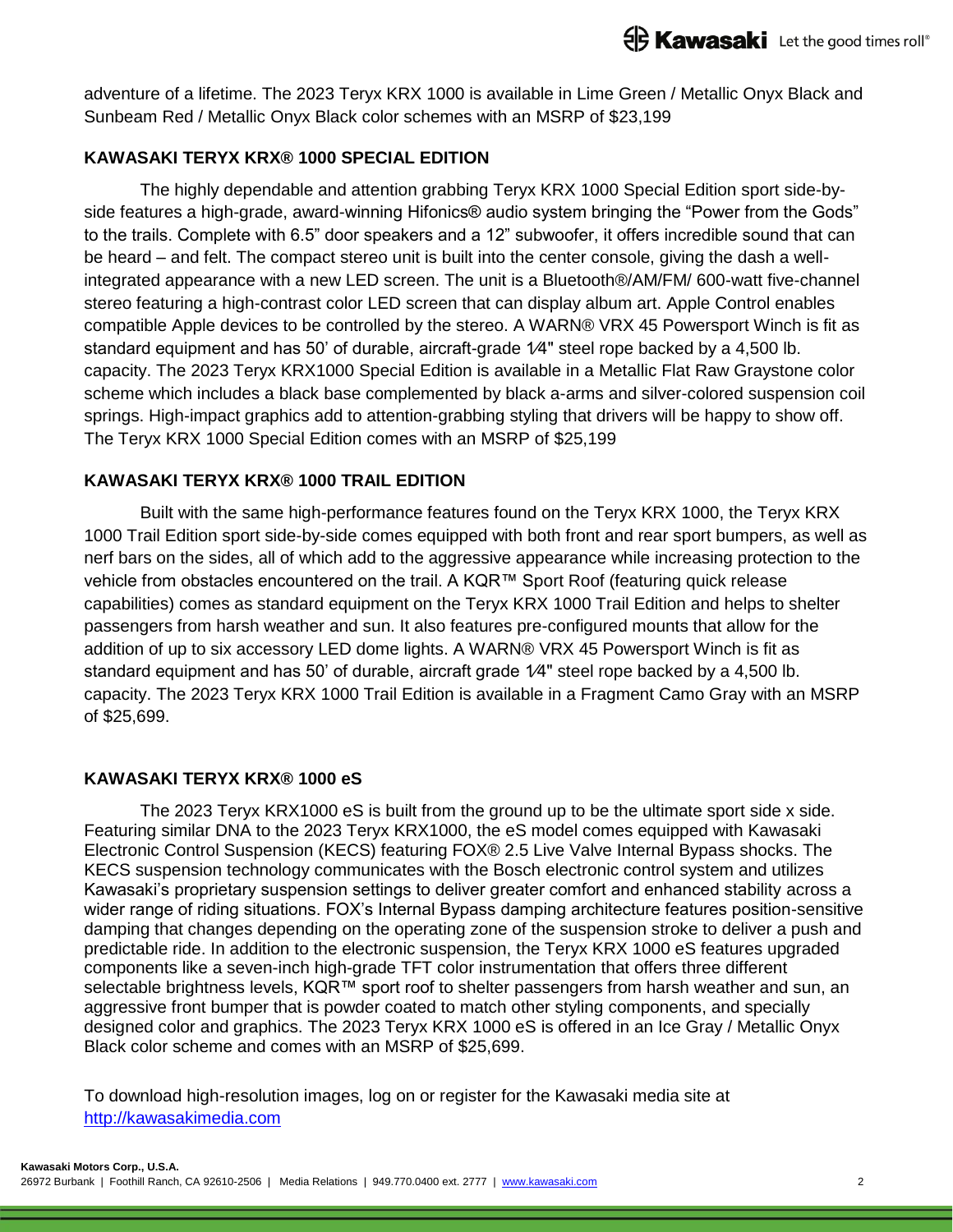adventure of a lifetime. The 2023 Teryx KRX 1000 is available in Lime Green / Metallic Onyx Black and Sunbeam Red / Metallic Onyx Black color schemes with an MSRP of $23,199

## KAWASAKI TERYX KRX® 1000 SPECIAL EDITION

The highly dependable and attention grabbing Teryx KRX 1000 Special Edition sport side-by-side features a high-grade, award-winning Hifonics® audio system bringing the "Power from the Gods" to the trails. Complete with 6.5" door speakers and a 12" subwoofer, it offers incredible sound that can be heard – and felt. The compact stereo unit is built into the center console, giving the dash a well-integrated appearance with a new LED screen. The unit is a Bluetooth®/AM/FM/ 600-watt five-channel stereo featuring a high-contrast color LED screen that can display album art. Apple Control enables compatible Apple devices to be controlled by the stereo. A WARN® VRX 45 Powersport Winch is fit as standard equipment and has 50' of durable, aircraft-grade 1⁄4" steel rope backed by a 4,500 lb. capacity. The 2023 Teryx KRX1000 Special Edition is available in a Metallic Flat Raw Graystone color scheme which includes a black base complemented by black a-arms and silver-colored suspension coil springs. High-impact graphics add to attention-grabbing styling that drivers will be happy to show off. The Teryx KRX 1000 Special Edition comes with an MSRP of $25,199

## KAWASAKI TERYX KRX® 1000 TRAIL EDITION

Built with the same high-performance features found on the Teryx KRX 1000, the Teryx KRX 1000 Trail Edition sport side-by-side comes equipped with both front and rear sport bumpers, as well as nerf bars on the sides, all of which add to the aggressive appearance while increasing protection to the vehicle from obstacles encountered on the trail. A KQR™ Sport Roof (featuring quick release capabilities) comes as standard equipment on the Teryx KRX 1000 Trail Edition and helps to shelter passengers from harsh weather and sun. It also features pre-configured mounts that allow for the addition of up to six accessory LED dome lights. A WARN® VRX 45 Powersport Winch is fit as standard equipment and has 50' of durable, aircraft grade 1⁄4" steel rope backed by a 4,500 lb. capacity. The 2023 Teryx KRX 1000 Trail Edition is available in a Fragment Camo Gray with an MSRP of $25,699.

## KAWASAKI TERYX KRX® 1000 eS

The 2023 Teryx KRX1000 eS is built from the ground up to be the ultimate sport side x side. Featuring similar DNA to the 2023 Teryx KRX1000, the eS model comes equipped with Kawasaki Electronic Control Suspension (KECS) featuring FOX® 2.5 Live Valve Internal Bypass shocks. The KECS suspension technology communicates with the Bosch electronic control system and utilizes Kawasaki's proprietary suspension settings to deliver greater comfort and enhanced stability across a wider range of riding situations. FOX's Internal Bypass damping architecture features position-sensitive damping that changes depending on the operating zone of the suspension stroke to deliver a push and predictable ride. In addition to the electronic suspension, the Teryx KRX 1000 eS features upgraded components like a seven-inch high-grade TFT color instrumentation that offers three different selectable brightness levels, KQR™ sport roof to shelter passengers from harsh weather and sun, an aggressive front bumper that is powder coated to match other styling components, and specially designed color and graphics. The 2023 Teryx KRX 1000 eS is offered in an Ice Gray / Metallic Onyx Black color scheme and comes with an MSRP of $25,699.

To download high-resolution images, log on or register for the Kawasaki media site at [http://kawasakimedia.com](http://kawasakimedia.com)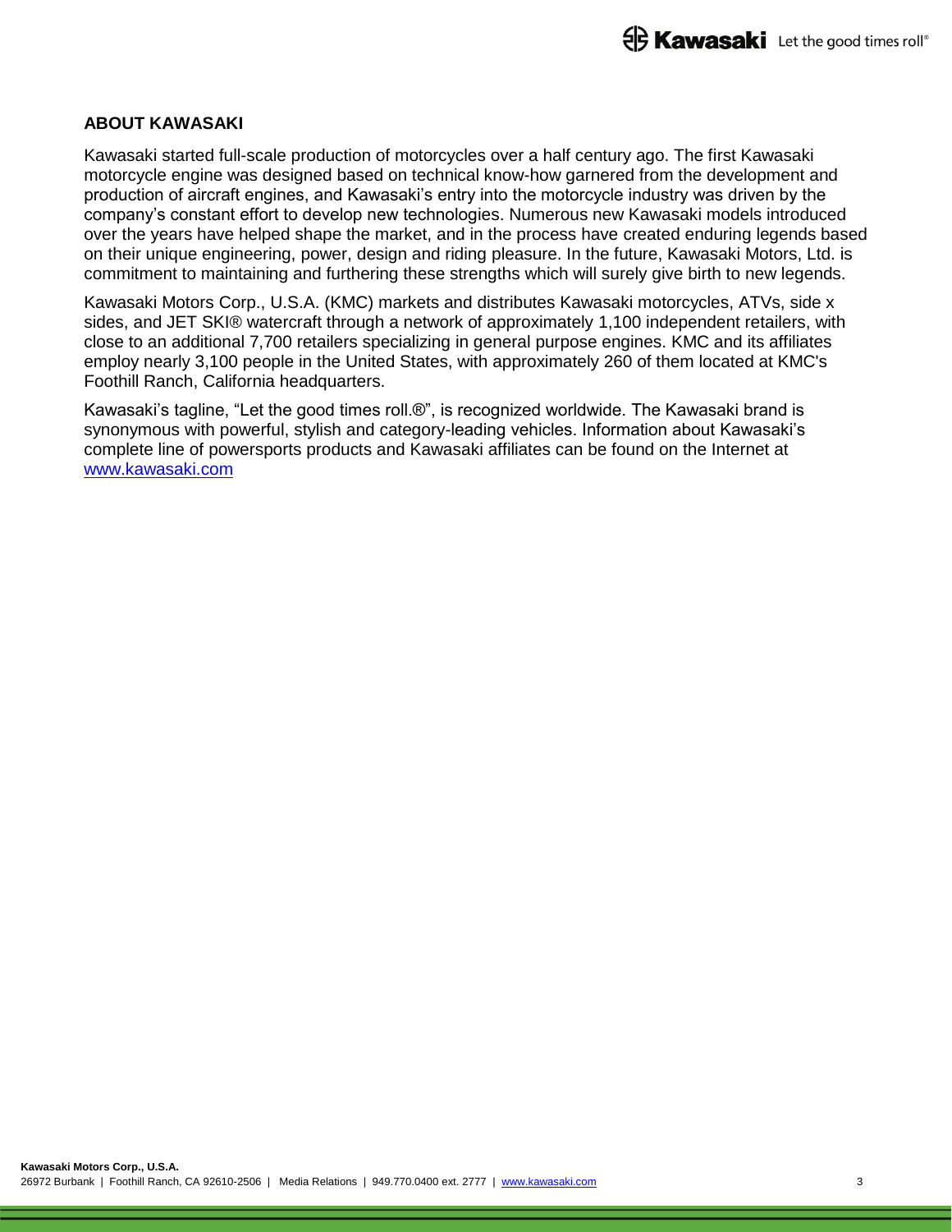## ABOUT KAWASAKI

Kawasaki started full-scale production of motorcycles over a half century ago. The first Kawasaki motorcycle engine was designed based on technical know-how garnered from the development and production of aircraft engines, and Kawasaki's entry into the motorcycle industry was driven by the company's constant effort to develop new technologies. Numerous new Kawasaki models introduced over the years have helped shape the market, and in the process have created enduring legends based on their unique engineering, power, design and riding pleasure. In the future, Kawasaki Motors, Ltd. is commitment to maintaining and furthering these strengths which will surely give birth to new legends.

Kawasaki Motors Corp., U.S.A. (KMC) markets and distributes Kawasaki motorcycles, ATVs, side x sides, and JET SKI® watercraft through a network of approximately 1,100 independent retailers, with close to an additional 7,700 retailers specializing in general purpose engines. KMC and its affiliates employ nearly 3,100 people in the United States, with approximately 260 of them located at KMC's Foothill Ranch, California headquarters.

Kawasaki's tagline, "Let the good times roll.®", is recognized worldwide. The Kawasaki brand is synonymous with powerful, stylish and category-leading vehicles. Information about Kawasaki's complete line of powersports products and Kawasaki affiliates can be found on the Internet at [www.kawasaki.com](http://www.kawasaki.com)